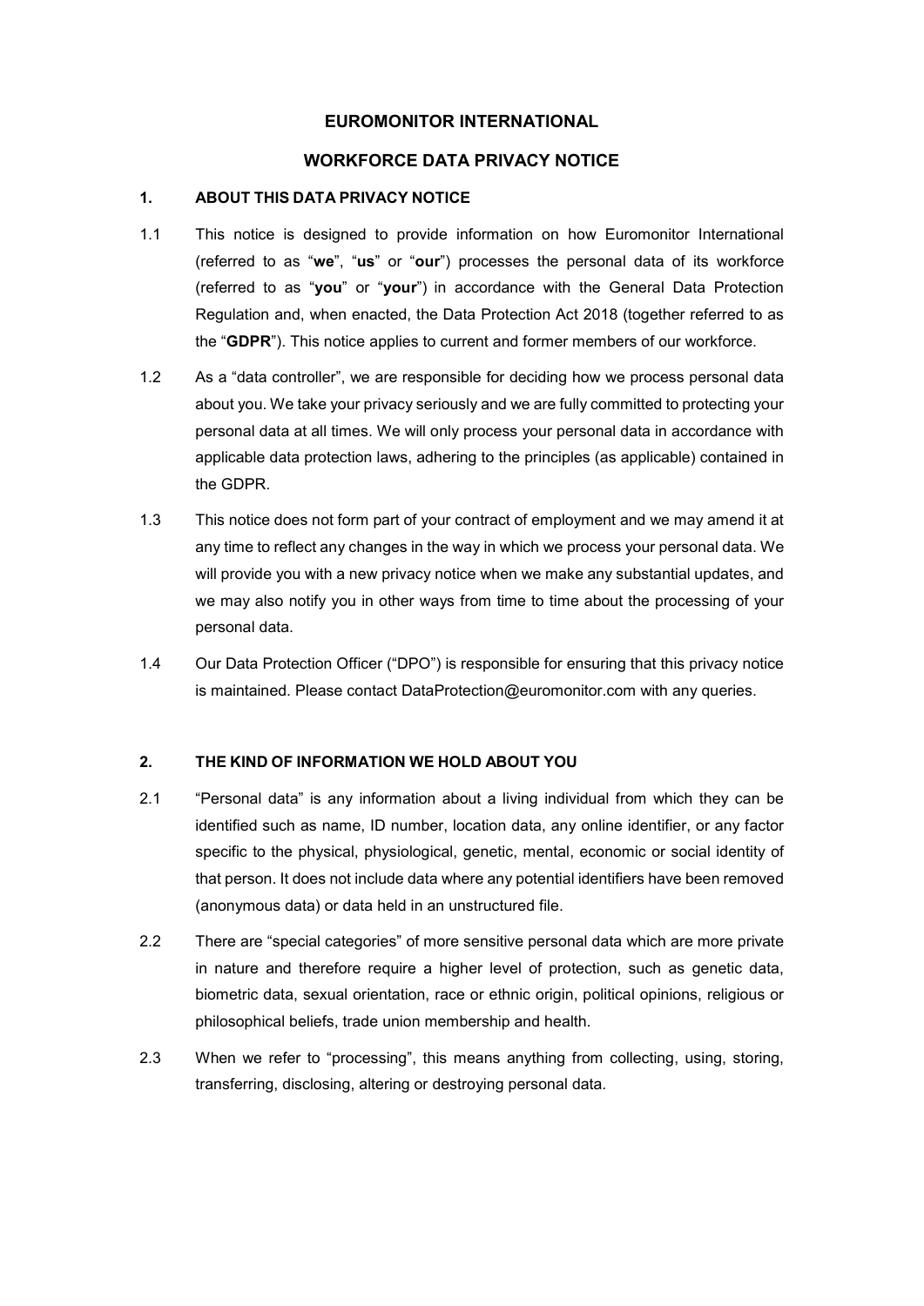# EUROMONITOR INTERNATIONAL

## WORKFORCE DATA PRIVACY NOTICE

### 1. ABOUT THIS DATA PRIVACY NOTICE

1.1 This notice is designed to provide information on how Euromonitor International (referred to as "**we**", "**us**" or "**our**") processes the personal data of its workforce (referred to as "**you**" or "**your**") in accordance with the General Data Protection Regulation and, when enacted, the Data Protection Act 2018 (together referred to as the "**GDPR**"). This notice applies to current and former members of our workforce.

1.2 As a "data controller", we are responsible for deciding how we process personal data about you. We take your privacy seriously and we are fully committed to protecting your personal data at all times. We will only process your personal data in accordance with applicable data protection laws, adhering to the principles (as applicable) contained in the GDPR.

1.3 This notice does not form part of your contract of employment and we may amend it at any time to reflect any changes in the way in which we process your personal data. We will provide you with a new privacy notice when we make any substantial updates, and we may also notify you in other ways from time to time about the processing of your personal data.

1.4 Our Data Protection Officer ("DPO") is responsible for ensuring that this privacy notice is maintained. Please contact DataProtection@euromonitor.com with any queries.

### 2. THE KIND OF INFORMATION WE HOLD ABOUT YOU

2.1 "Personal data" is any information about a living individual from which they can be identified such as name, ID number, location data, any online identifier, or any factor specific to the physical, physiological, genetic, mental, economic or social identity of that person. It does not include data where any potential identifiers have been removed (anonymous data) or data held in an unstructured file.

2.2 There are "special categories" of more sensitive personal data which are more private in nature and therefore require a higher level of protection, such as genetic data, biometric data, sexual orientation, race or ethnic origin, political opinions, religious or philosophical beliefs, trade union membership and health.

2.3 When we refer to "processing", this means anything from collecting, using, storing, transferring, disclosing, altering or destroying personal data.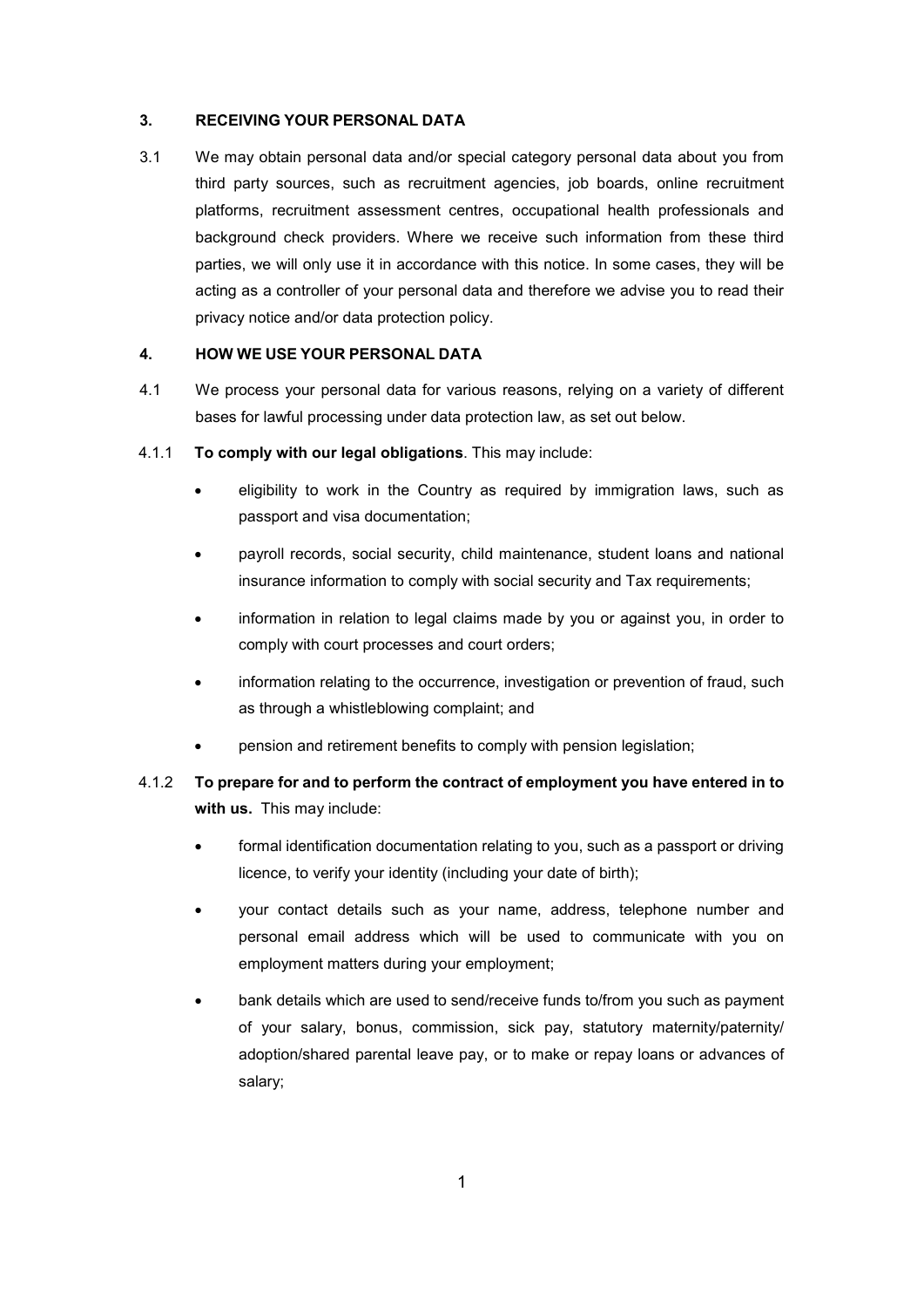## 3. RECEIVING YOUR PERSONAL DATA

3.1 We may obtain personal data and/or special category personal data about you from third party sources, such as recruitment agencies, job boards, online recruitment platforms, recruitment assessment centres, occupational health professionals and background check providers. Where we receive such information from these third parties, we will only use it in accordance with this notice. In some cases, they will be acting as a controller of your personal data and therefore we advise you to read their privacy notice and/or data protection policy.

## 4. HOW WE USE YOUR PERSONAL DATA

4.1 We process your personal data for various reasons, relying on a variety of different bases for lawful processing under data protection law, as set out below.

4.1.1 **To comply with our legal obligations**. This may include:

- eligibility to work in the Country as required by immigration laws, such as passport and visa documentation;
- payroll records, social security, child maintenance, student loans and national insurance information to comply with social security and Tax requirements;
- information in relation to legal claims made by you or against you, in order to comply with court processes and court orders;
- information relating to the occurrence, investigation or prevention of fraud, such as through a whistleblowing complaint; and
- pension and retirement benefits to comply with pension legislation;

4.1.2 **To prepare for and to perform the contract of employment you have entered in to with us.** This may include:

- formal identification documentation relating to you, such as a passport or driving licence, to verify your identity (including your date of birth);
- your contact details such as your name, address, telephone number and personal email address which will be used to communicate with you on employment matters during your employment;
- bank details which are used to send/receive funds to/from you such as payment of your salary, bonus, commission, sick pay, statutory maternity/paternity/ adoption/shared parental leave pay, or to make or repay loans or advances of salary;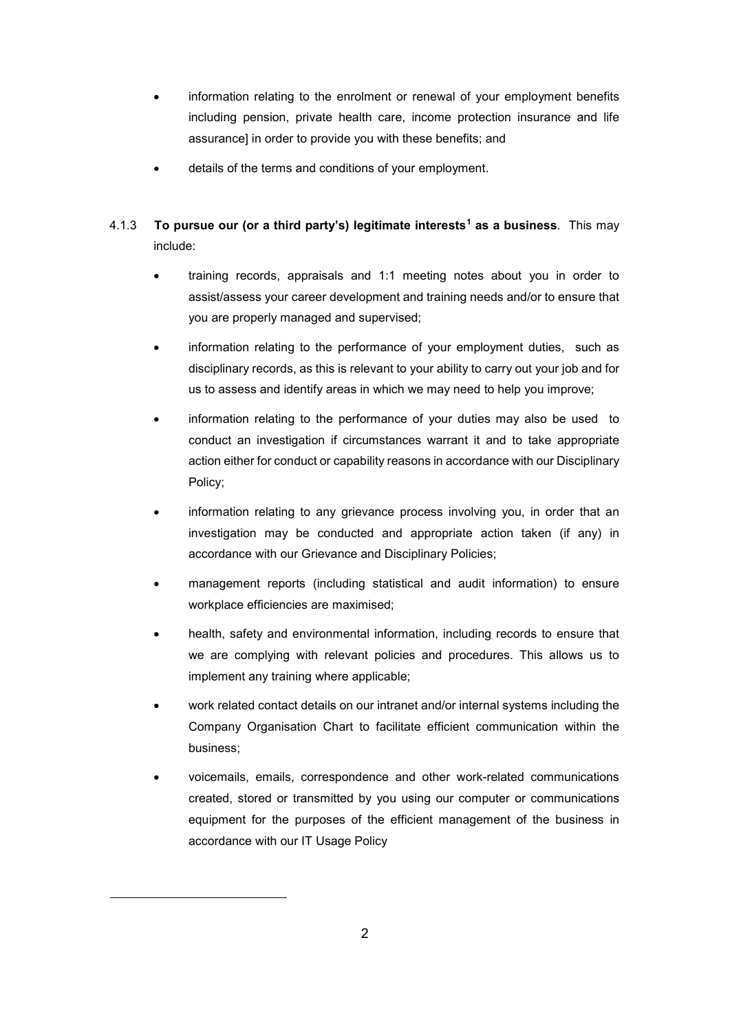- information relating to the enrolment or renewal of your employment benefits including pension, private health care, income protection insurance and life assurance] in order to provide you with these benefits; and
- details of the terms and conditions of your employment.

4.1.3 **To pursue our (or a third party's) legitimate interests[1] as a business**. This may include:

- training records, appraisals and 1:1 meeting notes about you in order to assist/assess your career development and training needs and/or to ensure that you are properly managed and supervised;
- information relating to the performance of your employment duties, such as disciplinary records, as this is relevant to your ability to carry out your job and for us to assess and identify areas in which we may need to help you improve;
- information relating to the performance of your duties may also be used to conduct an investigation if circumstances warrant it and to take appropriate action either for conduct or capability reasons in accordance with our Disciplinary Policy;
- information relating to any grievance process involving you, in order that an investigation may be conducted and appropriate action taken (if any) in accordance with our Grievance and Disciplinary Policies;
- management reports (including statistical and audit information) to ensure workplace efficiencies are maximised;
- health, safety and environmental information, including records to ensure that we are complying with relevant policies and procedures. This allows us to implement any training where applicable;
- work related contact details on our intranet and/or internal systems including the Company Organisation Chart to facilitate efficient communication within the business;
- voicemails, emails, correspondence and other work-related communications created, stored or transmitted by you using our computer or communications equipment for the purposes of the efficient management of the business in accordance with our IT Usage Policy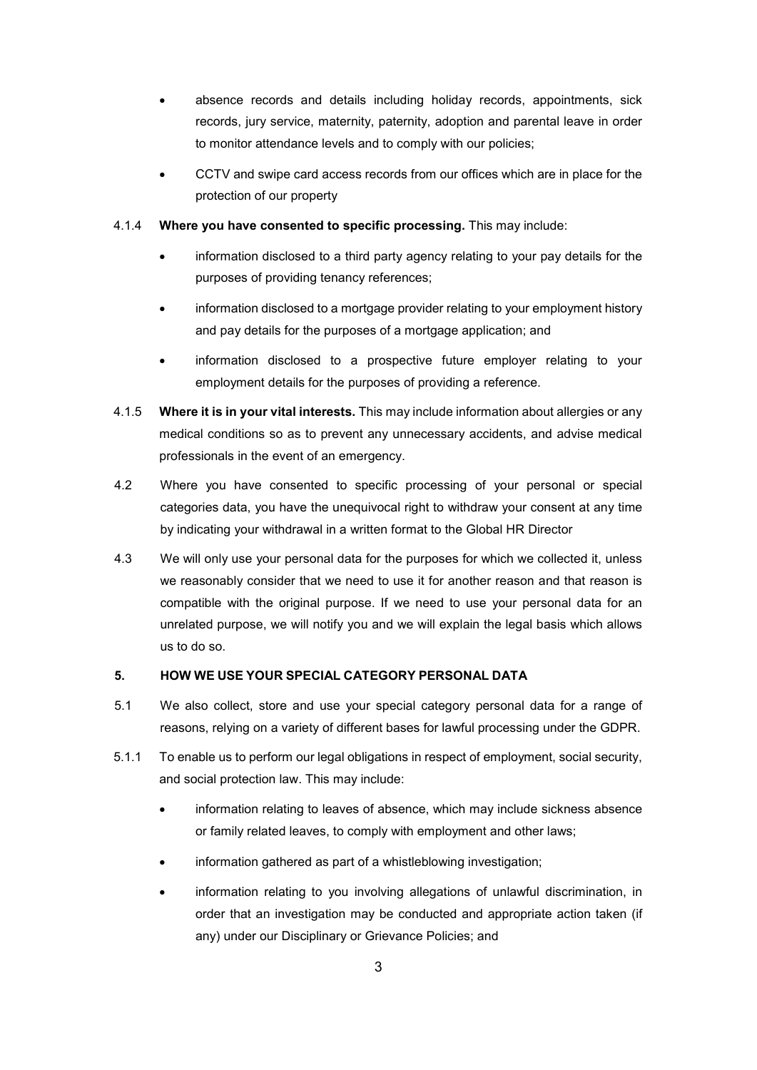- absence records and details including holiday records, appointments, sick records, jury service, maternity, paternity, adoption and parental leave in order to monitor attendance levels and to comply with our policies;
- CCTV and swipe card access records from our offices which are in place for the protection of our property

4.1.4 **Where you have consented to specific processing.** This may include:

- information disclosed to a third party agency relating to your pay details for the purposes of providing tenancy references;
- information disclosed to a mortgage provider relating to your employment history and pay details for the purposes of a mortgage application; and
- information disclosed to a prospective future employer relating to your employment details for the purposes of providing a reference.

4.1.5 **Where it is in your vital interests.** This may include information about allergies or any medical conditions so as to prevent any unnecessary accidents, and advise medical professionals in the event of an emergency.

4.2 Where you have consented to specific processing of your personal or special categories data, you have the unequivocal right to withdraw your consent at any time by indicating your withdrawal in a written format to the Global HR Director

4.3 We will only use your personal data for the purposes for which we collected it, unless we reasonably consider that we need to use it for another reason and that reason is compatible with the original purpose. If we need to use your personal data for an unrelated purpose, we will notify you and we will explain the legal basis which allows us to do so.

## 5. HOW WE USE YOUR SPECIAL CATEGORY PERSONAL DATA

5.1 We also collect, store and use your special category personal data for a range of reasons, relying on a variety of different bases for lawful processing under the GDPR.

5.1.1 To enable us to perform our legal obligations in respect of employment, social security, and social protection law. This may include:

- information relating to leaves of absence, which may include sickness absence or family related leaves, to comply with employment and other laws;
- information gathered as part of a whistleblowing investigation;
- information relating to you involving allegations of unlawful discrimination, in order that an investigation may be conducted and appropriate action taken (if any) under our Disciplinary or Grievance Policies; and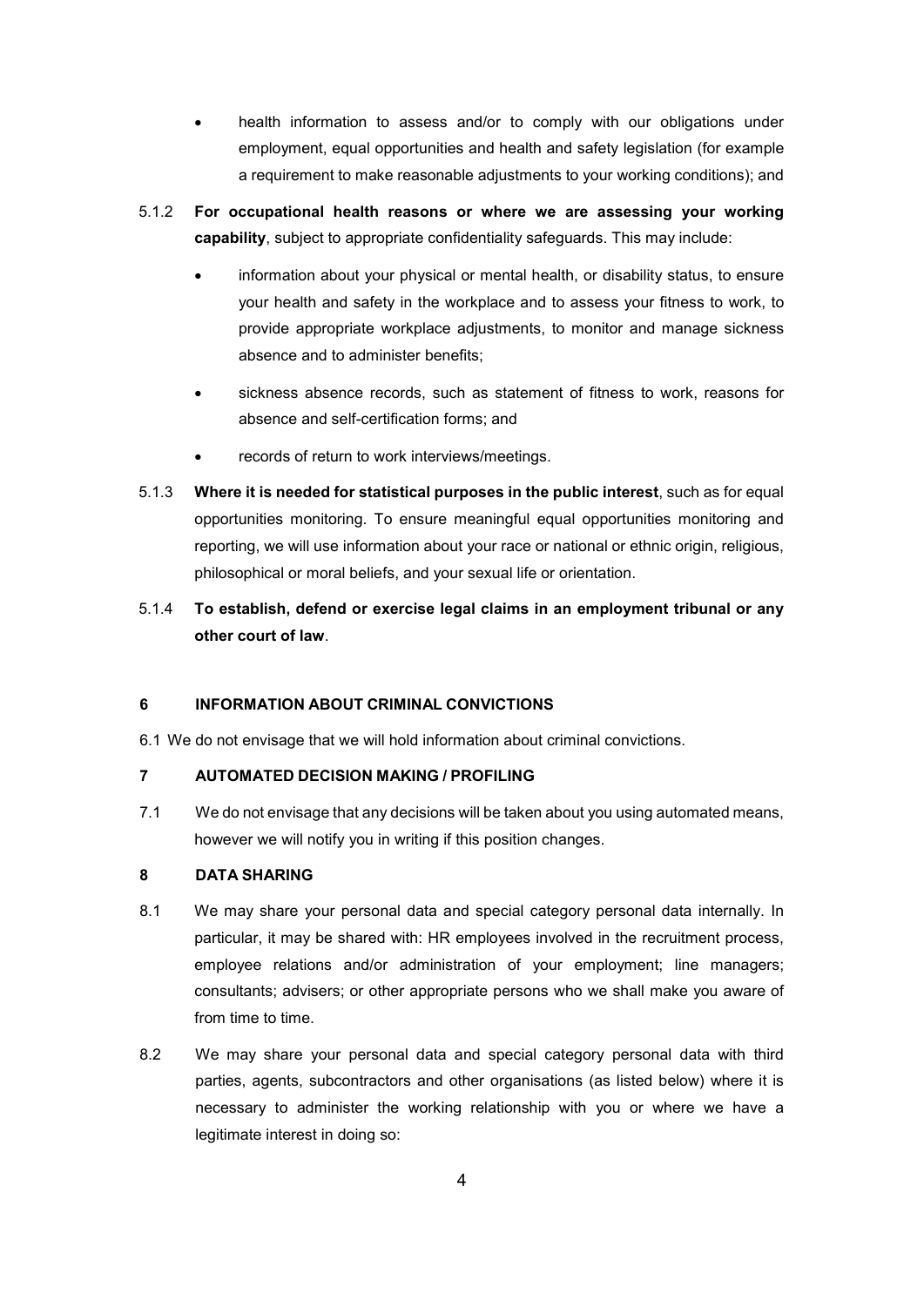- health information to assess and/or to comply with our obligations under employment, equal opportunities and health and safety legislation (for example a requirement to make reasonable adjustments to your working conditions); and

5.1.2 **For occupational health reasons or where we are assessing your working capability**, subject to appropriate confidentiality safeguards. This may include:

- information about your physical or mental health, or disability status, to ensure your health and safety in the workplace and to assess your fitness to work, to provide appropriate workplace adjustments, to monitor and manage sickness absence and to administer benefits;
- sickness absence records, such as statement of fitness to work, reasons for absence and self-certification forms; and
- records of return to work interviews/meetings.

5.1.3 **Where it is needed for statistical purposes in the public interest**, such as for equal opportunities monitoring. To ensure meaningful equal opportunities monitoring and reporting, we will use information about your race or national or ethnic origin, religious, philosophical or moral beliefs, and your sexual life or orientation.

5.1.4 **To establish, defend or exercise legal claims in an employment tribunal or any other court of law**.

## 6 INFORMATION ABOUT CRIMINAL CONVICTIONS

6.1 We do not envisage that we will hold information about criminal convictions.

## 7 AUTOMATED DECISION MAKING / PROFILING

7.1 We do not envisage that any decisions will be taken about you using automated means, however we will notify you in writing if this position changes.

## 8 DATA SHARING

8.1 We may share your personal data and special category personal data internally. In particular, it may be shared with: HR employees involved in the recruitment process, employee relations and/or administration of your employment; line managers; consultants; advisers; or other appropriate persons who we shall make you aware of from time to time.

8.2 We may share your personal data and special category personal data with third parties, agents, subcontractors and other organisations (as listed below) where it is necessary to administer the working relationship with you or where we have a legitimate interest in doing so: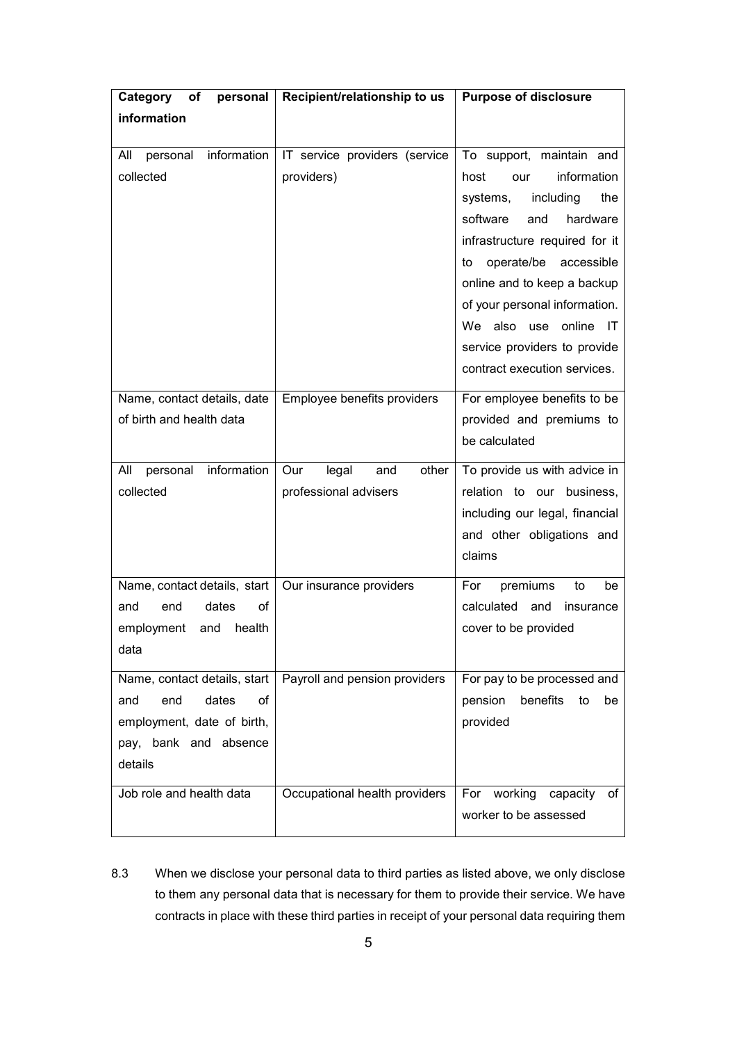| Category of personal information | Recipient/relationship to us | Purpose of disclosure |
| --- | --- | --- |
| All personal information collected | IT service providers (service providers) | To support, maintain and host our information systems, including the software and hardware infrastructure required for it to operate/be accessible online and to keep a backup of your personal information. We also use online IT service providers to provide contract execution services. |
| Name, contact details, date of birth and health data | Employee benefits providers | For employee benefits to be provided and premiums to be calculated |
| All personal information collected | Our legal and other professional advisers | To provide us with advice in relation to our business, including our legal, financial and other obligations and claims |
| Name, contact details, start and end dates of employment and health data | Our insurance providers | For premiums to be calculated and insurance cover to be provided |
| Name, contact details, start and end dates of employment, date of birth, pay, bank and absence details | Payroll and pension providers | For pay to be processed and pension benefits to be provided |
| Job role and health data | Occupational health providers | For working capacity of worker to be assessed |

8.3 When we disclose your personal data to third parties as listed above, we only disclose to them any personal data that is necessary for them to provide their service. We have contracts in place with these third parties in receipt of your personal data requiring them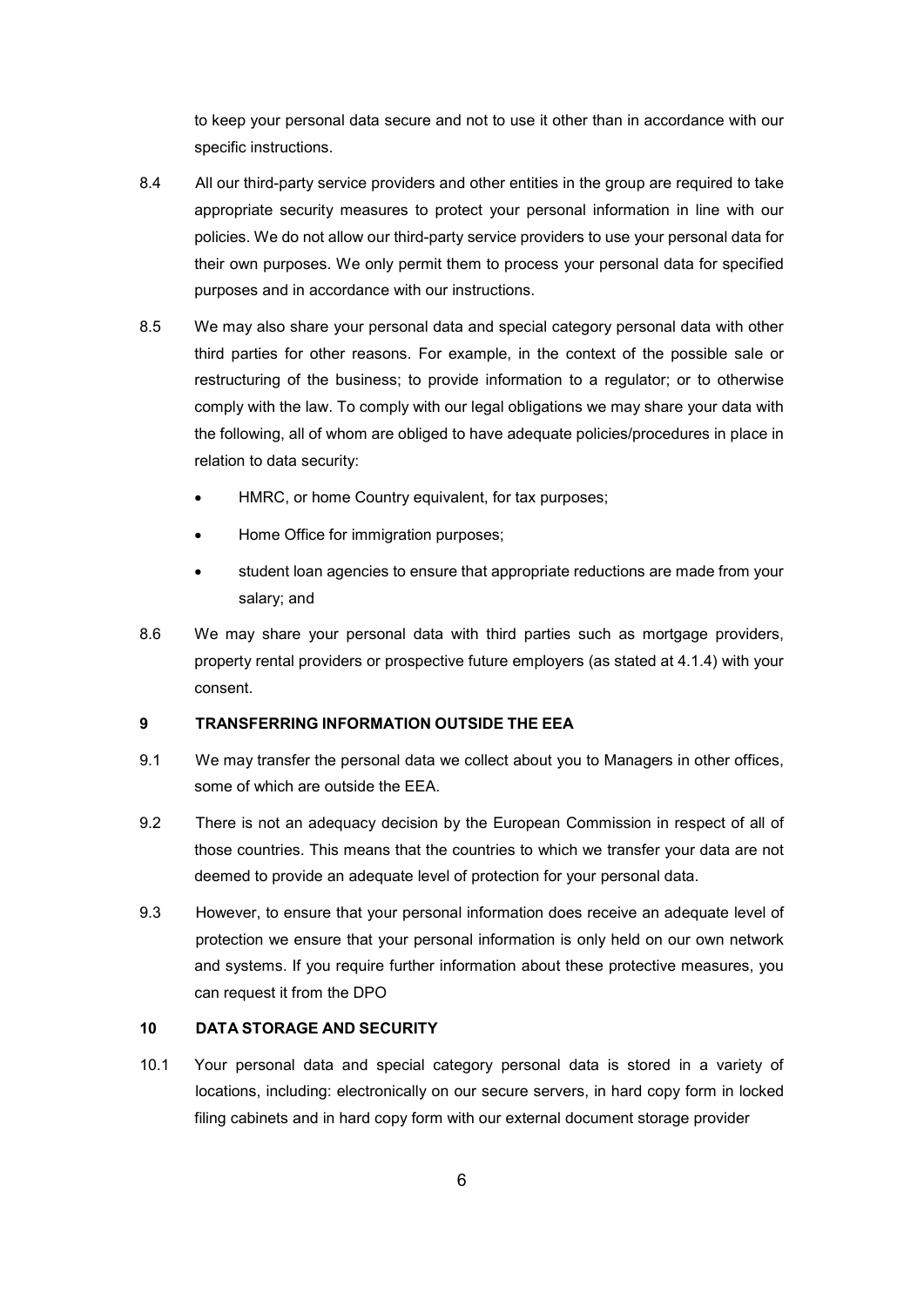to keep your personal data secure and not to use it other than in accordance with our specific instructions.

8.4 All our third-party service providers and other entities in the group are required to take appropriate security measures to protect your personal information in line with our policies. We do not allow our third-party service providers to use your personal data for their own purposes. We only permit them to process your personal data for specified purposes and in accordance with our instructions.

8.5 We may also share your personal data and special category personal data with other third parties for other reasons. For example, in the context of the possible sale or restructuring of the business; to provide information to a regulator; or to otherwise comply with the law. To comply with our legal obligations we may share your data with the following, all of whom are obliged to have adequate policies/procedures in place in relation to data security:

- HMRC, or home Country equivalent, for tax purposes;
- Home Office for immigration purposes;
- student loan agencies to ensure that appropriate reductions are made from your salary; and

8.6 We may share your personal data with third parties such as mortgage providers, property rental providers or prospective future employers (as stated at 4.1.4) with your consent.

## 9 TRANSFERRING INFORMATION OUTSIDE THE EEA

9.1 We may transfer the personal data we collect about you to Managers in other offices, some of which are outside the EEA.

9.2 There is not an adequacy decision by the European Commission in respect of all of those countries. This means that the countries to which we transfer your data are not deemed to provide an adequate level of protection for your personal data.

9.3 However, to ensure that your personal information does receive an adequate level of protection we ensure that your personal information is only held on our own network and systems. If you require further information about these protective measures, you can request it from the DPO

## 10 DATA STORAGE AND SECURITY

10.1 Your personal data and special category personal data is stored in a variety of locations, including: electronically on our secure servers, in hard copy form in locked filing cabinets and in hard copy form with our external document storage provider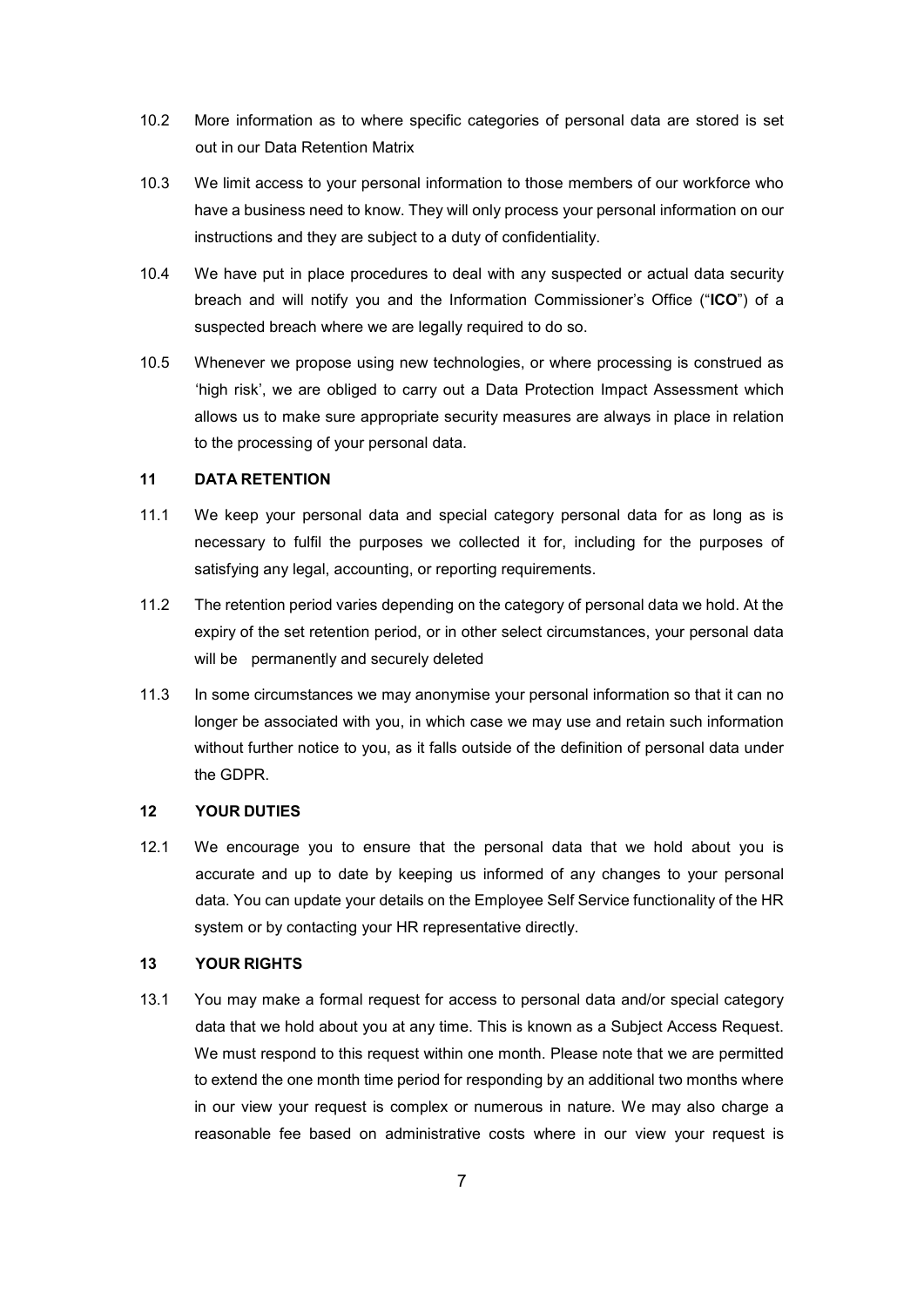10.2 More information as to where specific categories of personal data are stored is set out in our Data Retention Matrix

10.3 We limit access to your personal information to those members of our workforce who have a business need to know. They will only process your personal information on our instructions and they are subject to a duty of confidentiality.

10.4 We have put in place procedures to deal with any suspected or actual data security breach and will notify you and the Information Commissioner's Office ("**ICO**") of a suspected breach where we are legally required to do so.

10.5 Whenever we propose using new technologies, or where processing is construed as 'high risk', we are obliged to carry out a Data Protection Impact Assessment which allows us to make sure appropriate security measures are always in place in relation to the processing of your personal data.

## 11 DATA RETENTION

11.1 We keep your personal data and special category personal data for as long as is necessary to fulfil the purposes we collected it for, including for the purposes of satisfying any legal, accounting, or reporting requirements.

11.2 The retention period varies depending on the category of personal data we hold. At the expiry of the set retention period, or in other select circumstances, your personal data will be permanently and securely deleted

11.3 In some circumstances we may anonymise your personal information so that it can no longer be associated with you, in which case we may use and retain such information without further notice to you, as it falls outside of the definition of personal data under the GDPR.

## 12 YOUR DUTIES

12.1 We encourage you to ensure that the personal data that we hold about you is accurate and up to date by keeping us informed of any changes to your personal data. You can update your details on the Employee Self Service functionality of the HR system or by contacting your HR representative directly.

## 13 YOUR RIGHTS

13.1 You may make a formal request for access to personal data and/or special category data that we hold about you at any time. This is known as a Subject Access Request. We must respond to this request within one month. Please note that we are permitted to extend the one month time period for responding by an additional two months where in our view your request is complex or numerous in nature. We may also charge a reasonable fee based on administrative costs where in our view your request is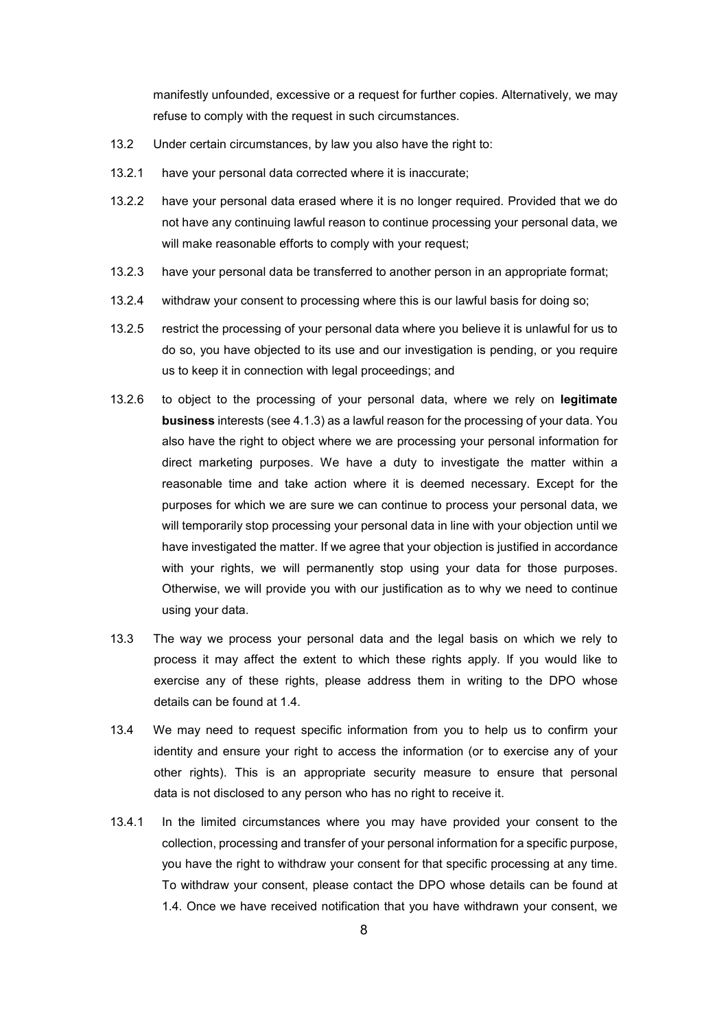manifestly unfounded, excessive or a request for further copies. Alternatively, we may refuse to comply with the request in such circumstances.

13.2 Under certain circumstances, by law you also have the right to:

13.2.1 have your personal data corrected where it is inaccurate;

13.2.2 have your personal data erased where it is no longer required. Provided that we do not have any continuing lawful reason to continue processing your personal data, we will make reasonable efforts to comply with your request;

13.2.3 have your personal data be transferred to another person in an appropriate format;

13.2.4 withdraw your consent to processing where this is our lawful basis for doing so;

13.2.5 restrict the processing of your personal data where you believe it is unlawful for us to do so, you have objected to its use and our investigation is pending, or you require us to keep it in connection with legal proceedings; and

13.2.6 to object to the processing of your personal data, where we rely on **legitimate business** interests (see 4.1.3) as a lawful reason for the processing of your data. You also have the right to object where we are processing your personal information for direct marketing purposes. We have a duty to investigate the matter within a reasonable time and take action where it is deemed necessary. Except for the purposes for which we are sure we can continue to process your personal data, we will temporarily stop processing your personal data in line with your objection until we have investigated the matter. If we agree that your objection is justified in accordance with your rights, we will permanently stop using your data for those purposes. Otherwise, we will provide you with our justification as to why we need to continue using your data.

13.3 The way we process your personal data and the legal basis on which we rely to process it may affect the extent to which these rights apply. If you would like to exercise any of these rights, please address them in writing to the DPO whose details can be found at 1.4.

13.4 We may need to request specific information from you to help us to confirm your identity and ensure your right to access the information (or to exercise any of your other rights). This is an appropriate security measure to ensure that personal data is not disclosed to any person who has no right to receive it.

13.4.1 In the limited circumstances where you may have provided your consent to the collection, processing and transfer of your personal information for a specific purpose, you have the right to withdraw your consent for that specific processing at any time. To withdraw your consent, please contact the DPO whose details can be found at 1.4. Once we have received notification that you have withdrawn your consent, we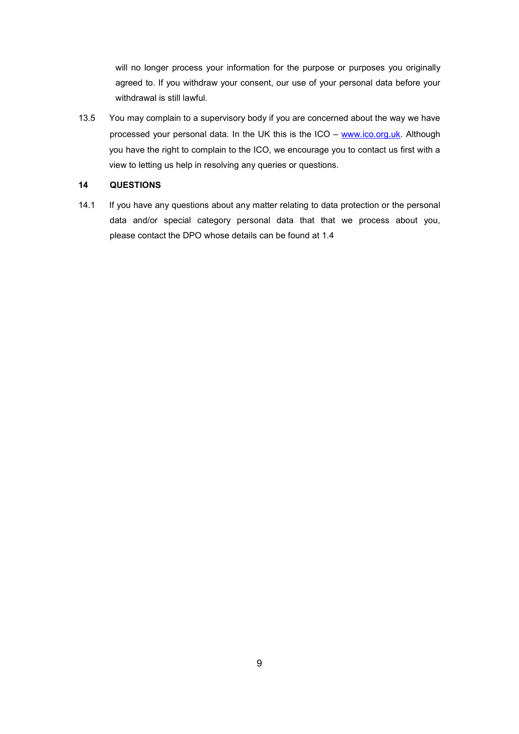will no longer process your information for the purpose or purposes you originally agreed to. If you withdraw your consent, our use of your personal data before your withdrawal is still lawful.

13.5 You may complain to a supervisory body if you are concerned about the way we have processed your personal data. In the UK this is the ICO – [www.ico.org.uk](http://www.ico.org.uk). Although you have the right to complain to the ICO, we encourage you to contact us first with a view to letting us help in resolving any queries or questions.

## 14 QUESTIONS

14.1 If you have any questions about any matter relating to data protection or the personal data and/or special category personal data that that we process about you, please contact the DPO whose details can be found at 1.4